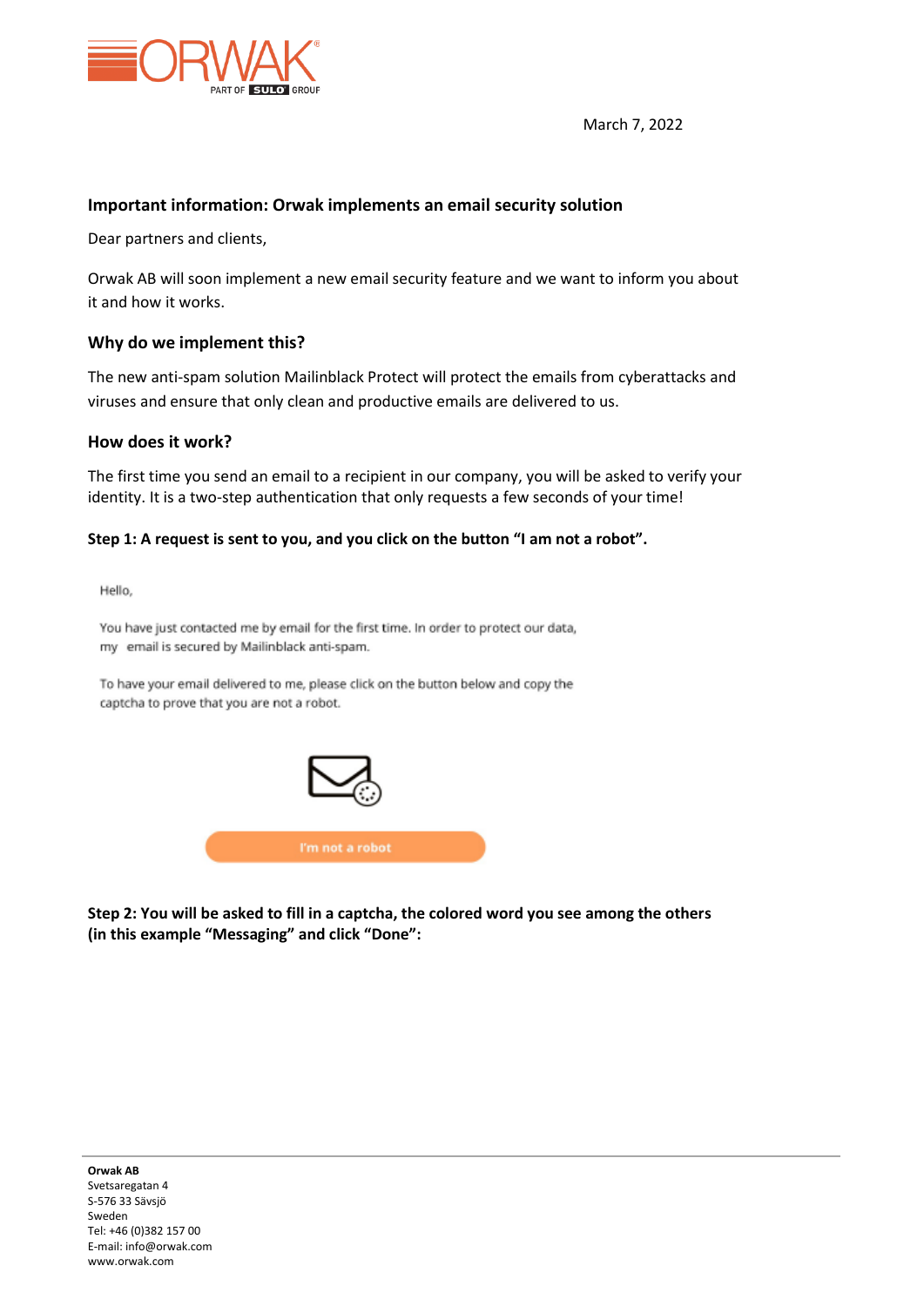March 7, 2022

## Important information: Orwak implements an email security solution

Dear partners and clients,

Orwak AB will soon implement a new email security feature and we want to inform you about it and how it works.

### Why do we implement this?

The new anti-spam solution Mailinblack Protect will protect the emails from cyberattacks and viruses and ensure that only clean and productive emails are delivered to us.

### How does it work?

The first time you send an email to a recipient in our company, you will be asked to verify your identity. It is a two-step authentication that only requests a few seconds of your time!

**Step 1: A request is sent to you, and you click on the button "I am not a robot".**

Hello,

You have just contacted me by email for the first time. In order to protect our data, my email is secured by Mailinblack anti-spam.

To have your email delivered to me, please click on the button below and copy the captcha to prove that you are not a robot.

I'm not a robot

**Step 2: You will be asked to fill in a captcha, the colored word you see among the others (in this example "Messaging" and click "Done":**

**Orwak AB**
Svetsaregatan 4
S-576 33 Sävsjö
Sweden
Tel: +46 (0)382 157 00
E-mail: info@orwak.com
www.orwak.com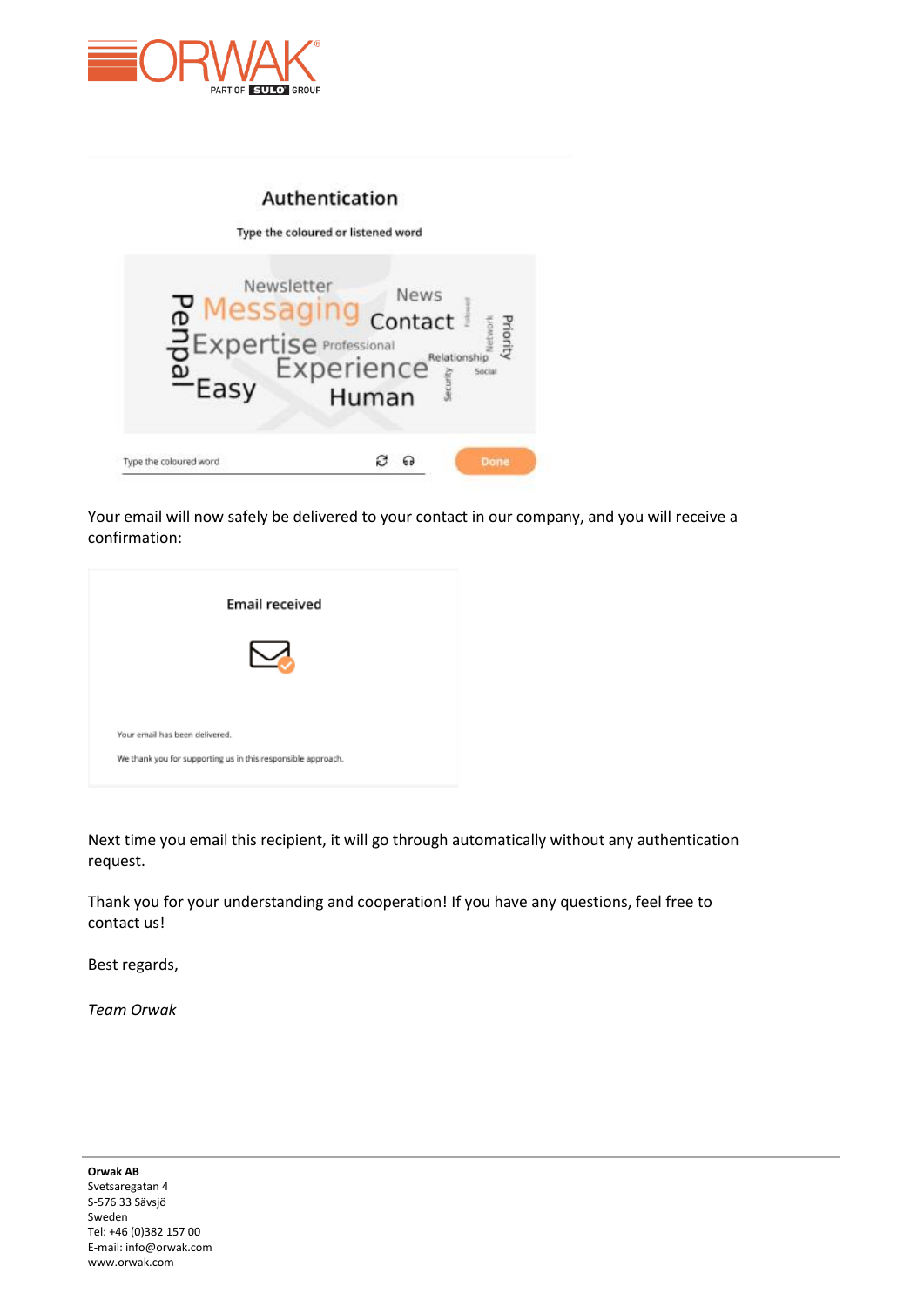**Authentication**

Type the coloured or listened word

Your email will now safely be delivered to your contact in our company, and you will receive a confirmation:

**Email received**

Your email has been delivered.

We thank you for supporting us in this responsible approach.

Next time you email this recipient, it will go through automatically without any authentication request.

Thank you for your understanding and cooperation! If you have any questions, feel free to contact us!

Best regards,

*Team Orwak*